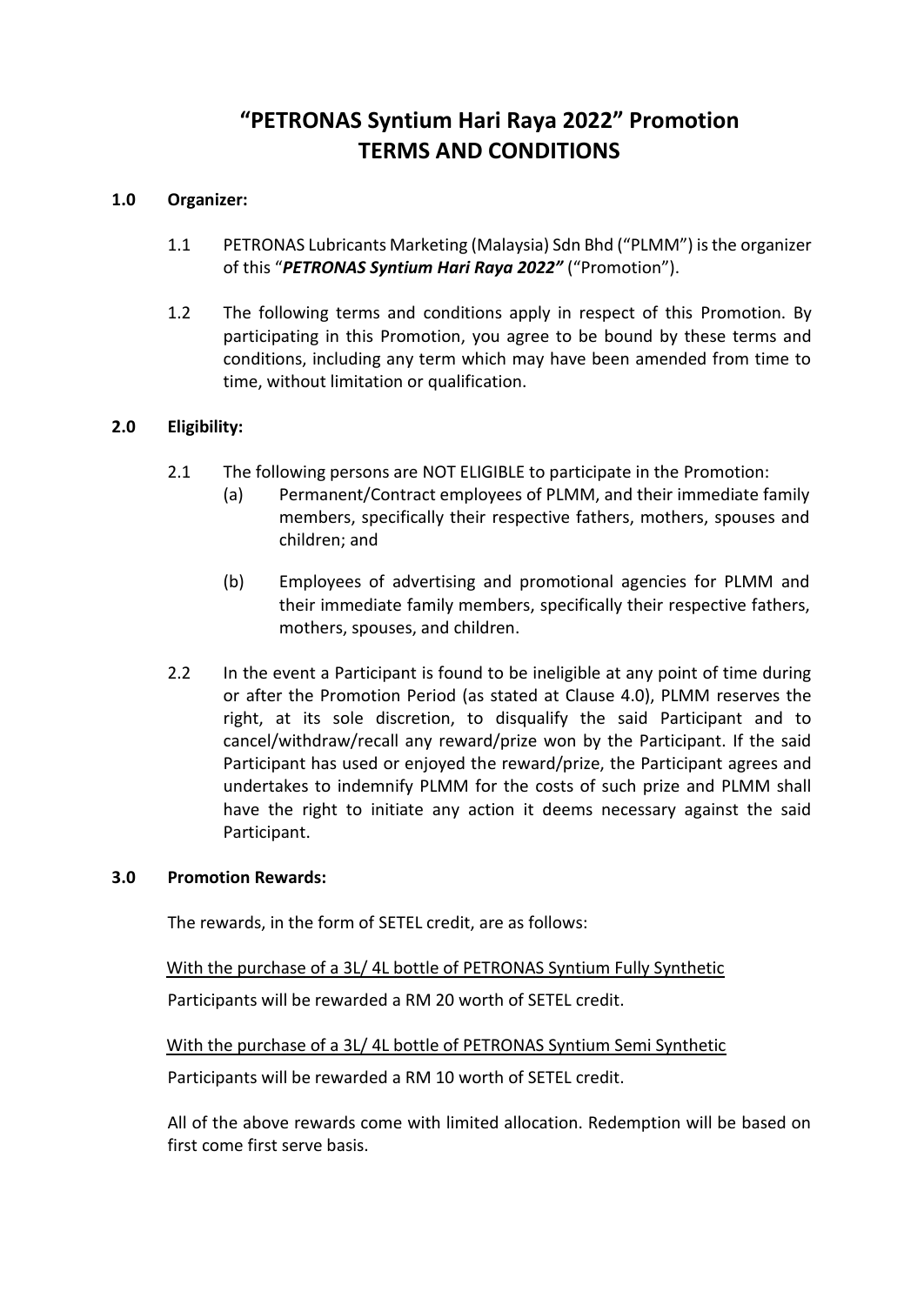# "PETRONAS Syntium Hari Raya 2022" Promotion
# TERMS AND CONDITIONS

## 1.0 Organizer:

1.1 PETRONAS Lubricants Marketing (Malaysia) Sdn Bhd ("PLMM") is the organizer of this "***PETRONAS Syntium Hari Raya 2022"*** ("Promotion").

1.2 The following terms and conditions apply in respect of this Promotion. By participating in this Promotion, you agree to be bound by these terms and conditions, including any term which may have been amended from time to time, without limitation or qualification.

## 2.0 Eligibility:

2.1 The following persons are NOT ELIGIBLE to participate in the Promotion:

(a) Permanent/Contract employees of PLMM, and their immediate family members, specifically their respective fathers, mothers, spouses and children; and

(b) Employees of advertising and promotional agencies for PLMM and their immediate family members, specifically their respective fathers, mothers, spouses, and children.

2.2 In the event a Participant is found to be ineligible at any point of time during or after the Promotion Period (as stated at Clause 4.0), PLMM reserves the right, at its sole discretion, to disqualify the said Participant and to cancel/withdraw/recall any reward/prize won by the Participant. If the said Participant has used or enjoyed the reward/prize, the Participant agrees and undertakes to indemnify PLMM for the costs of such prize and PLMM shall have the right to initiate any action it deems necessary against the said Participant.

## 3.0 Promotion Rewards:

The rewards, in the form of SETEL credit, are as follows:

<u>With the purchase of a 3L/ 4L bottle of PETRONAS Syntium Fully Synthetic</u>

Participants will be rewarded a RM 20 worth of SETEL credit.

<u>With the purchase of a 3L/ 4L bottle of PETRONAS Syntium Semi Synthetic</u>

Participants will be rewarded a RM 10 worth of SETEL credit.

All of the above rewards come with limited allocation. Redemption will be based on first come first serve basis.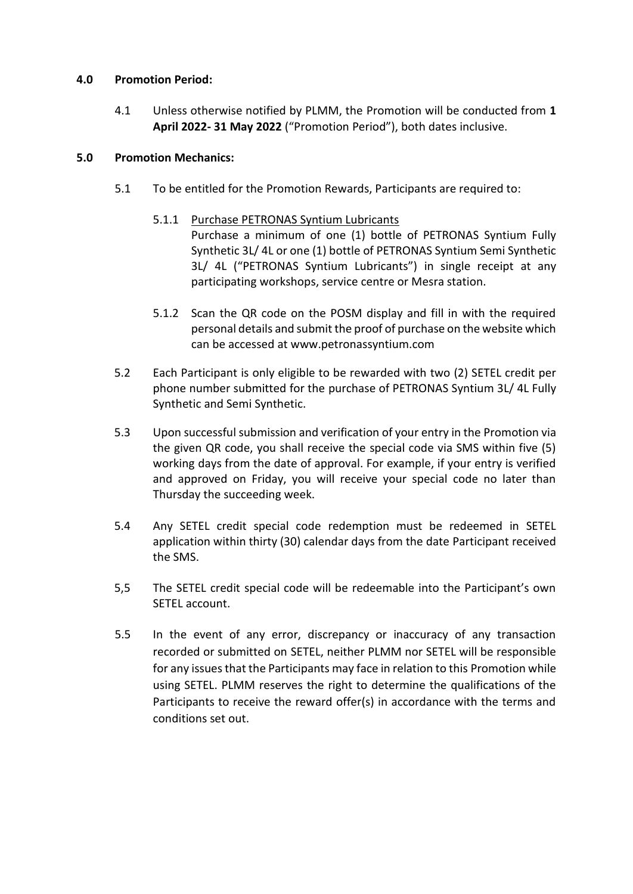## 4.0 Promotion Period:

4.1 Unless otherwise notified by PLMM, the Promotion will be conducted from **1 April 2022- 31 May 2022** ("Promotion Period"), both dates inclusive.

## 5.0 Promotion Mechanics:

5.1 To be entitled for the Promotion Rewards, Participants are required to:

5.1.1 <u>Purchase PETRONAS Syntium Lubricants</u>
Purchase a minimum of one (1) bottle of PETRONAS Syntium Fully Synthetic 3L/ 4L or one (1) bottle of PETRONAS Syntium Semi Synthetic 3L/ 4L ("PETRONAS Syntium Lubricants") in single receipt at any participating workshops, service centre or Mesra station.

5.1.2 Scan the QR code on the POSM display and fill in with the required personal details and submit the proof of purchase on the website which can be accessed at www.petronassyntium.com

5.2 Each Participant is only eligible to be rewarded with two (2) SETEL credit per phone number submitted for the purchase of PETRONAS Syntium 3L/ 4L Fully Synthetic and Semi Synthetic.

5.3 Upon successful submission and verification of your entry in the Promotion via the given QR code, you shall receive the special code via SMS within five (5) working days from the date of approval. For example, if your entry is verified and approved on Friday, you will receive your special code no later than Thursday the succeeding week.

5.4 Any SETEL credit special code redemption must be redeemed in SETEL application within thirty (30) calendar days from the date Participant received the SMS.

5,5 The SETEL credit special code will be redeemable into the Participant's own SETEL account.

5.5 In the event of any error, discrepancy or inaccuracy of any transaction recorded or submitted on SETEL, neither PLMM nor SETEL will be responsible for any issues that the Participants may face in relation to this Promotion while using SETEL. PLMM reserves the right to determine the qualifications of the Participants to receive the reward offer(s) in accordance with the terms and conditions set out.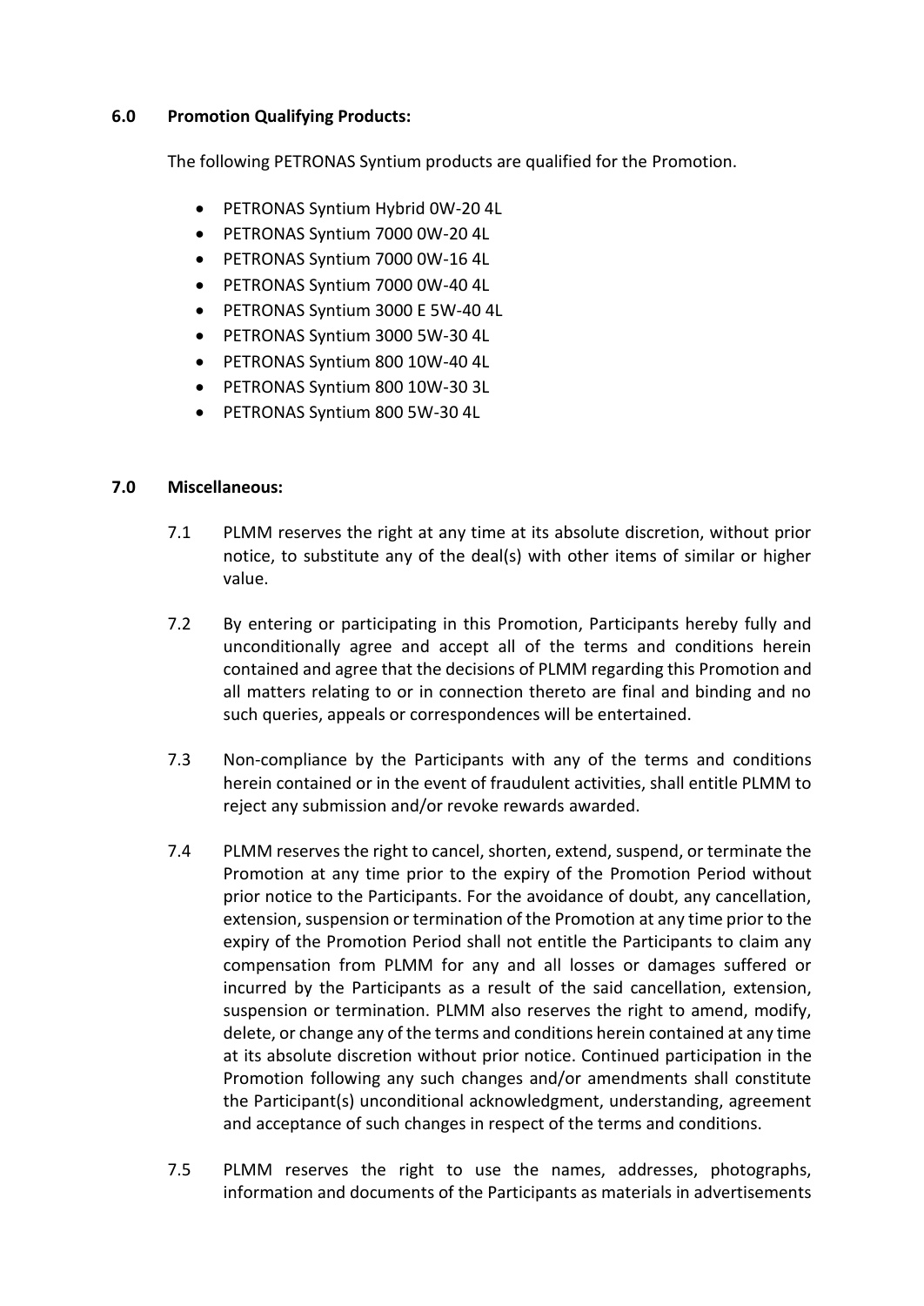**6.0 Promotion Qualifying Products:**

The following PETRONAS Syntium products are qualified for the Promotion.

- PETRONAS Syntium Hybrid 0W-20 4L
- PETRONAS Syntium 7000 0W-20 4L
- PETRONAS Syntium 7000 0W-16 4L
- PETRONAS Syntium 7000 0W-40 4L
- PETRONAS Syntium 3000 E 5W-40 4L
- PETRONAS Syntium 3000 5W-30 4L
- PETRONAS Syntium 800 10W-40 4L
- PETRONAS Syntium 800 10W-30 3L
- PETRONAS Syntium 800 5W-30 4L

**7.0 Miscellaneous:**

7.1 PLMM reserves the right at any time at its absolute discretion, without prior notice, to substitute any of the deal(s) with other items of similar or higher value.

7.2 By entering or participating in this Promotion, Participants hereby fully and unconditionally agree and accept all of the terms and conditions herein contained and agree that the decisions of PLMM regarding this Promotion and all matters relating to or in connection thereto are final and binding and no such queries, appeals or correspondences will be entertained.

7.3 Non-compliance by the Participants with any of the terms and conditions herein contained or in the event of fraudulent activities, shall entitle PLMM to reject any submission and/or revoke rewards awarded.

7.4 PLMM reserves the right to cancel, shorten, extend, suspend, or terminate the Promotion at any time prior to the expiry of the Promotion Period without prior notice to the Participants. For the avoidance of doubt, any cancellation, extension, suspension or termination of the Promotion at any time prior to the expiry of the Promotion Period shall not entitle the Participants to claim any compensation from PLMM for any and all losses or damages suffered or incurred by the Participants as a result of the said cancellation, extension, suspension or termination. PLMM also reserves the right to amend, modify, delete, or change any of the terms and conditions herein contained at any time at its absolute discretion without prior notice. Continued participation in the Promotion following any such changes and/or amendments shall constitute the Participant(s) unconditional acknowledgment, understanding, agreement and acceptance of such changes in respect of the terms and conditions.

7.5 PLMM reserves the right to use the names, addresses, photographs, information and documents of the Participants as materials in advertisements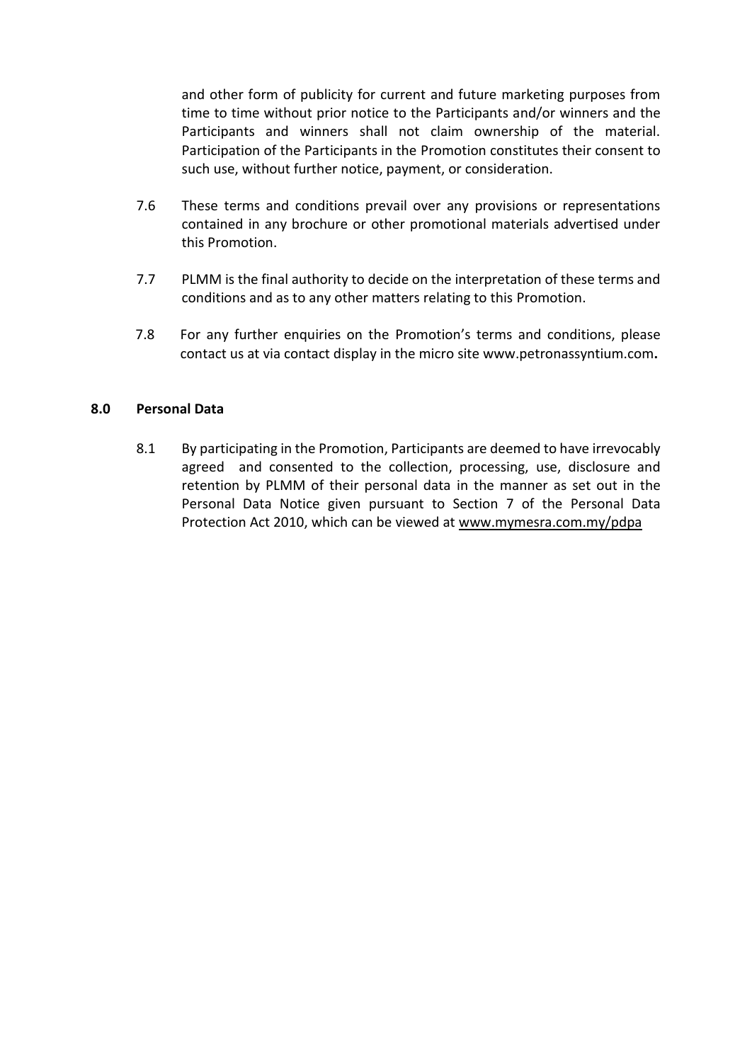and other form of publicity for current and future marketing purposes from time to time without prior notice to the Participants and/or winners and the Participants and winners shall not claim ownership of the material. Participation of the Participants in the Promotion constitutes their consent to such use, without further notice, payment, or consideration.

7.6 These terms and conditions prevail over any provisions or representations contained in any brochure or other promotional materials advertised under this Promotion.

7.7 PLMM is the final authority to decide on the interpretation of these terms and conditions and as to any other matters relating to this Promotion.

7.8 For any further enquiries on the Promotion's terms and conditions, please contact us at via contact display in the micro site www.petronassyntium.com**.**

**8.0 Personal Data**

8.1 By participating in the Promotion, Participants are deemed to have irrevocably agreed and consented to the collection, processing, use, disclosure and retention by PLMM of their personal data in the manner as set out in the Personal Data Notice given pursuant to Section 7 of the Personal Data Protection Act 2010, which can be viewed at www.mymesra.com.my/pdpa